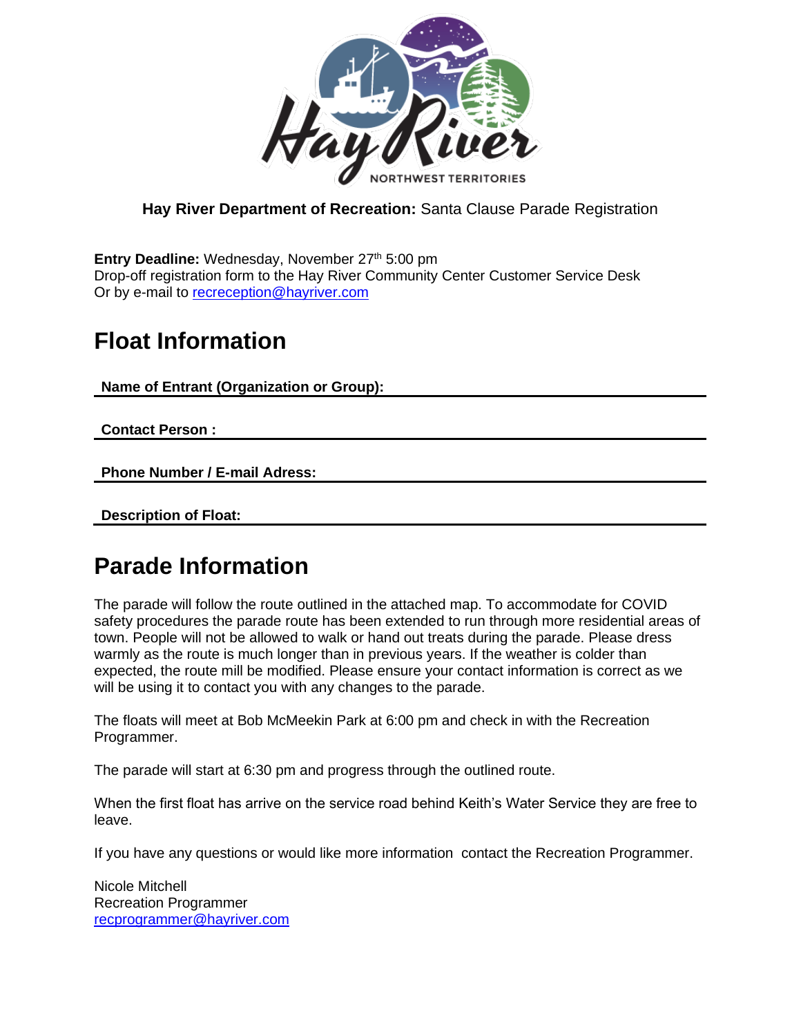**Hay River Department of Recreation:** Santa Clause Parade Registration

**Entry Deadline:** Wednesday, November 27th 5:00 pm
Drop-off registration form to the Hay River Community Center Customer Service Desk
Or by e-mail to recreception@hayriver.com

# Float Information

**Name of Entrant (Organization or Group):**

**Contact Person :**

**Phone Number / E-mail Adress:**

**Description of Float:**

# Parade Information

The parade will follow the route outlined in the attached map. To accommodate for COVID safety procedures the parade route has been extended to run through more residential areas of town. People will not be allowed to walk or hand out treats during the parade. Please dress warmly as the route is much longer than in previous years. If the weather is colder than expected, the route mill be modified. Please ensure your contact information is correct as we will be using it to contact you with any changes to the parade.

The floats will meet at Bob McMeekin Park at 6:00 pm and check in with the Recreation Programmer.

The parade will start at 6:30 pm and progress through the outlined route.

When the first float has arrive on the service road behind Keith's Water Service they are free to leave.

If you have any questions or would like more information contact the Recreation Programmer.

Nicole Mitchell
Recreation Programmer
recprogrammer@hayriver.com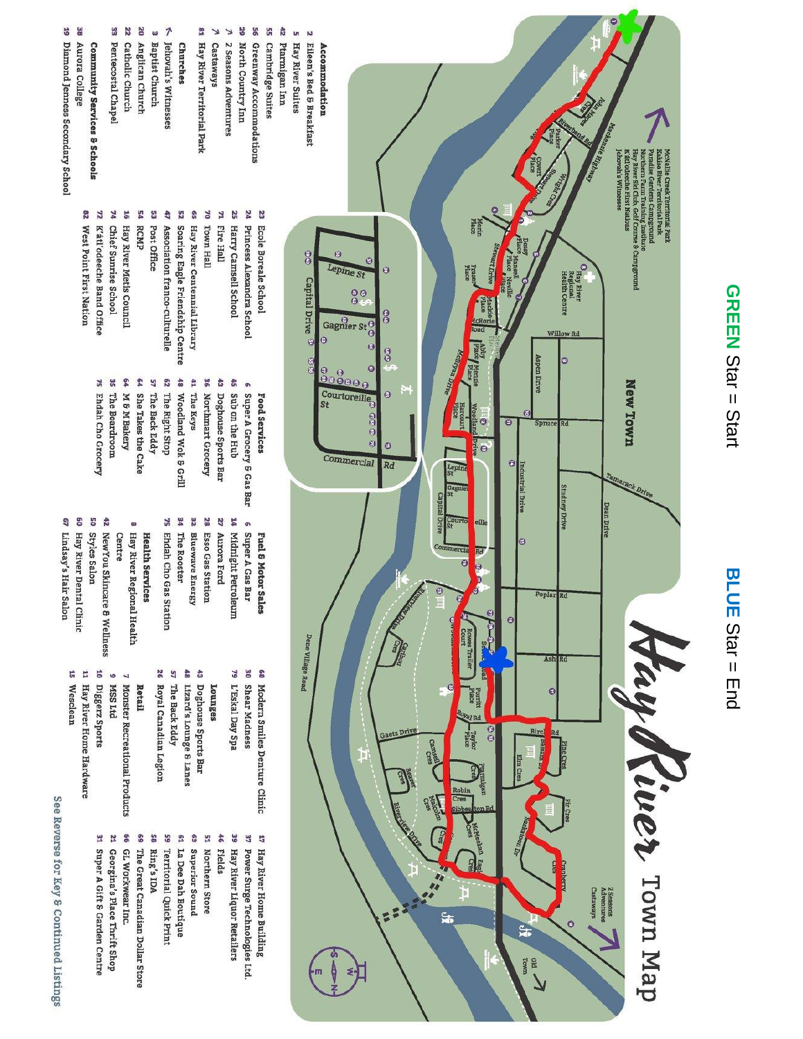**GREEN** Star = Start

**BLUE** Star = End

# Hay River Town Map

### Accommodation

- 2 Eileen's Bed & Breakfast
- 5 Hay River Suites
- 42 Ptarmigan Inn
- 55 Cambridge Suites
- 56 Greenway Accommodations
- 29 North Country Inn
- ↗ 2 Seasons Adventures
- ↗ Castaways
- 81 Hay River Territorial Park

### Churches

- ↖ Jehovah's Witnesses
- 3 Baptist Church
- 20 Anglican Church
- 22 Catholic Church
- 33 Pentecostal Chapel

### Community Services & Schools

- 38 Aurora College
- 19 Diamond Jenness Secondary School
- 23 Ecole Boreale School
- 24 Princess Alexandra School
- 25 Harry Camsell School
- 71 Fire Hall
- 70 Town Hall
- 36 Hay River Centennial Library
- 52 Soaring Eagle Friendship Centre
- 47 Association franco-culturelle
- 53 Post Office
- 54 RCMP
- 16 Hay River Metis Council
- 74 Chief Sunrise School
- 72 K'átł'odeeche Band Office
- 82 West Point First Nation

### Food Services

- 6 Super A Grocery & Gas Bar
- 45 Sub on the Hub
- 43 Doghouse Sports Bar
- 28 Northmart Grocery
- 41 The Keys
- 48 Woodland Wok & Grill
- 62 The Right Stop
- 57 The Back Eddy
- 64 She Takes the Cake
- 64 M & M Bakery
- 35 The Boardroom
- 75 Ehdah Cho Grocery

### Fuel & Motor Sales

- 6 Super A Gas Bar
- 14 Midnight Petroleum
- 27 Aurora Ford
- 28 Esso Gas Station
- 32 Bluewave Energy
- 34 The Rooster
- 75 Ehdah Cho Gas Station

### Health Services

- 8 Hay River Regional Health Centre
- 42 NewYou Skincare & Wellness
- 50 Styles Salon
- 60 Hay River Dental Clinic
- 67 Lindsay's Hair Salon
- 68 Modern Smiles Denture Clinic
- 30 Shear Madness
- 79 L'Eskal Day Spa

### Lounges

- 43 Doghouse Sports Bar
- 48 Lizard's Lounge & Lanes
- 57 The Back Eddy
- 26 Royal Canadian Legion

### Retail

- 7 Monster Recreational Products
- 9 MSS Ltd
- 10 Diggerz Sports
- 11 Hay River Home Hardware
- 15 Wesclean
- 17 Hay River Home Building
- 37 Power Surge Technologies Ltd.
- 39 Hay River Liquor Retailers
- 46 Fields
- 51 Northern Store
- 63 Superior Sound
- 61 La Dee Dah Boutique
- 59 Territorial Quick Print
- 58 Ring's IDA
- 69 The Great Canadian Dollar Store
- 66 GL Workwear Inc.
- 21 Georgina's Place Thrift Shop
- 31 Super A Gift & Garden Centre

See Reverse for Key & Continued Listings